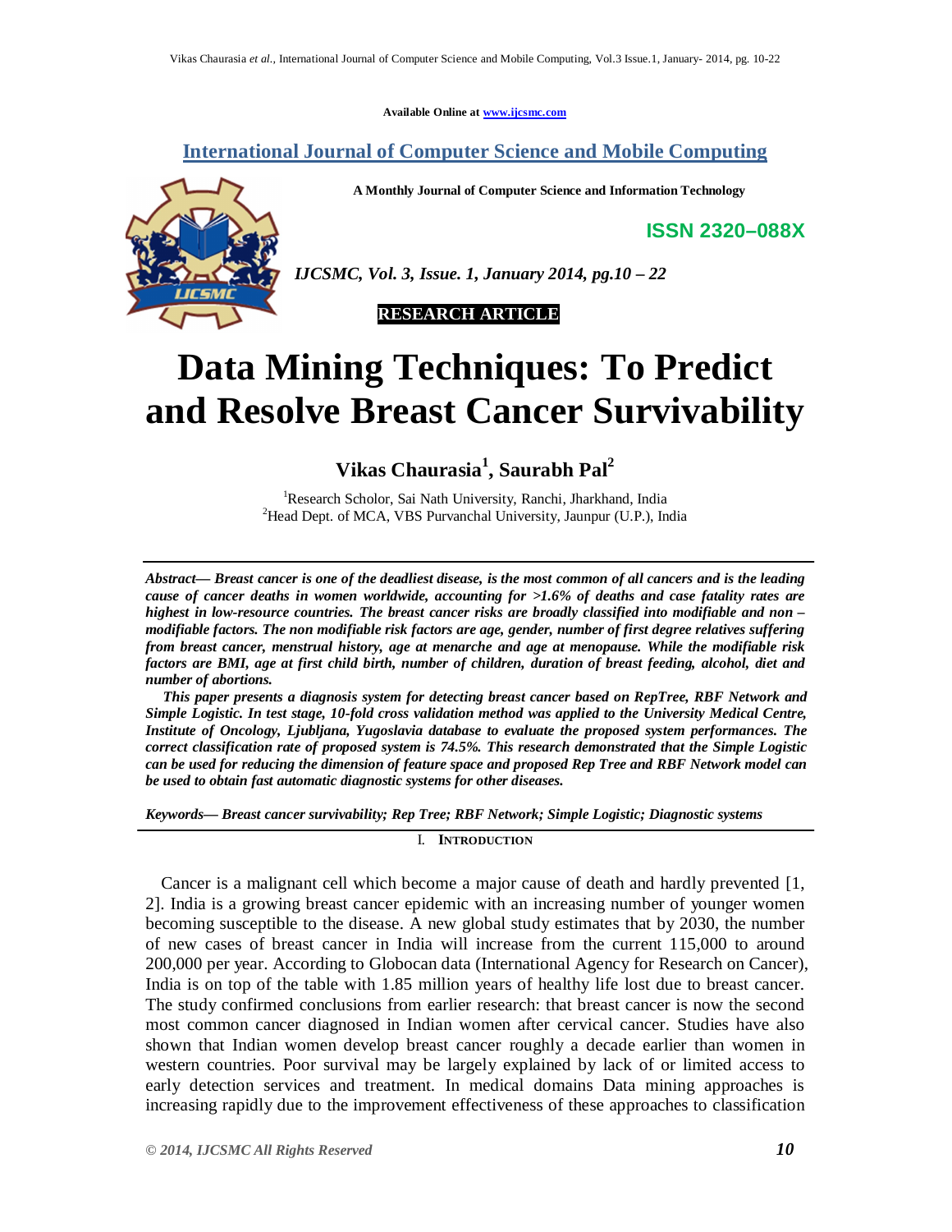Available Online at www.ijcsmc.com

## International Journal of Computer Science and Mobile Computing

**A Monthly Journal of Computer Science and Information Technology**

**ISSN 2320–088X**

*IJCSMC, Vol. 3, Issue. 1, January 2014, pg.10 – 22*

**RESEARCH ARTICLE**

# Data Mining Techniques: To Predict and Resolve Breast Cancer Survivability

**Vikas Chaurasia[1], Saurabh Pal[2]**

[1]Research Scholor, Sai Nath University, Ranchi, Jharkhand, India
[2]Head Dept. of MCA, VBS Purvanchal University, Jaunpur (U.P.), India

***Abstract— Breast cancer is one of the deadliest disease, is the most common of all cancers and is the leading cause of cancer deaths in women worldwide, accounting for >1.6% of deaths and case fatality rates are highest in low-resource countries. The breast cancer risks are broadly classified into modifiable and non – modifiable factors. The non modifiable risk factors are age, gender, number of first degree relatives suffering from breast cancer, menstrual history, age at menarche and age at menopause. While the modifiable risk factors are BMI, age at first child birth, number of children, duration of breast feeding, alcohol, diet and number of abortions.***

***This paper presents a diagnosis system for detecting breast cancer based on RepTree, RBF Network and Simple Logistic. In test stage, 10-fold cross validation method was applied to the University Medical Centre, Institute of Oncology, Ljubljana, Yugoslavia database to evaluate the proposed system performances. The correct classification rate of proposed system is 74.5%. This research demonstrated that the Simple Logistic can be used for reducing the dimension of feature space and proposed Rep Tree and RBF Network model can be used to obtain fast automatic diagnostic systems for other diseases.***

***Keywords— Breast cancer survivability; Rep Tree; RBF Network; Simple Logistic; Diagnostic systems***

## I. Introduction

Cancer is a malignant cell which become a major cause of death and hardly prevented [1, 2]. India is a growing breast cancer epidemic with an increasing number of younger women becoming susceptible to the disease. A new global study estimates that by 2030, the number of new cases of breast cancer in India will increase from the current 115,000 to around 200,000 per year. According to Globocan data (International Agency for Research on Cancer), India is on top of the table with 1.85 million years of healthy life lost due to breast cancer. The study confirmed conclusions from earlier research: that breast cancer is now the second most common cancer diagnosed in Indian women after cervical cancer. Studies have also shown that Indian women develop breast cancer roughly a decade earlier than women in western countries. Poor survival may be largely explained by lack of or limited access to early detection services and treatment. In medical domains Data mining approaches is increasing rapidly due to the improvement effectiveness of these approaches to classification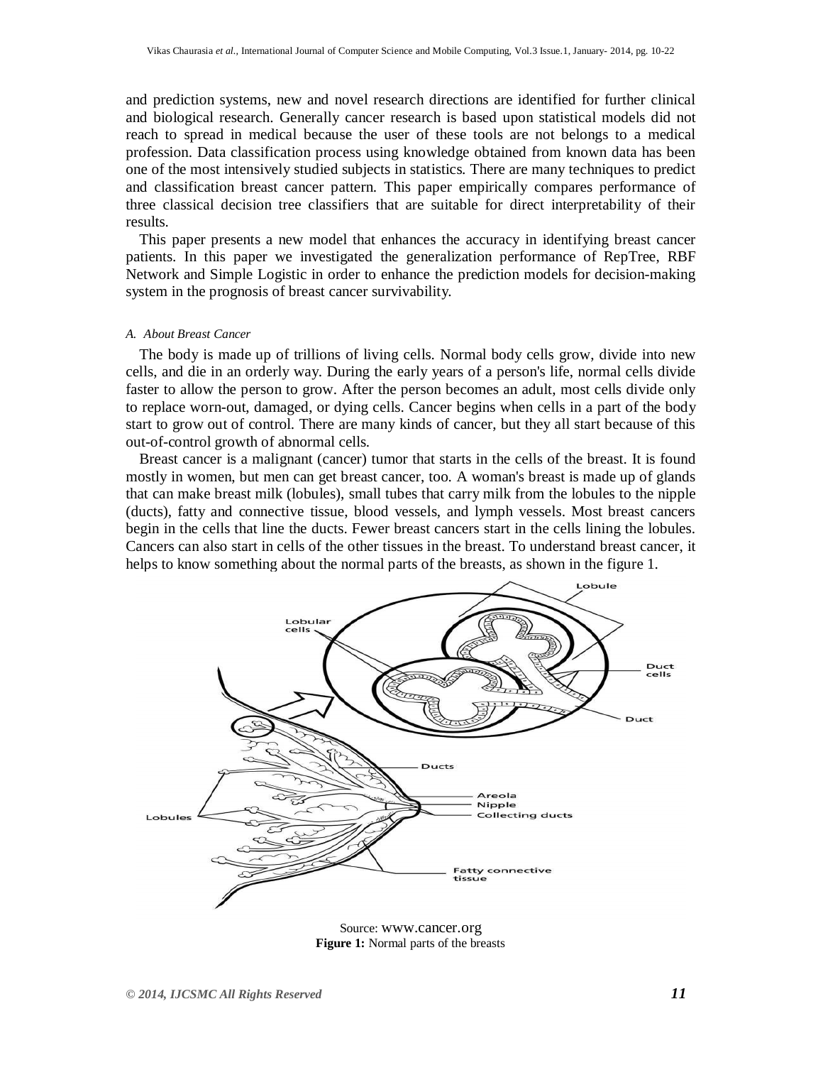and prediction systems, new and novel research directions are identified for further clinical and biological research. Generally cancer research is based upon statistical models did not reach to spread in medical because the user of these tools are not belongs to a medical profession. Data classification process using knowledge obtained from known data has been one of the most intensively studied subjects in statistics. There are many techniques to predict and classification breast cancer pattern. This paper empirically compares performance of three classical decision tree classifiers that are suitable for direct interpretability of their results.

This paper presents a new model that enhances the accuracy in identifying breast cancer patients. In this paper we investigated the generalization performance of RepTree, RBF Network and Simple Logistic in order to enhance the prediction models for decision-making system in the prognosis of breast cancer survivability.

### *A. About Breast Cancer*

The body is made up of trillions of living cells. Normal body cells grow, divide into new cells, and die in an orderly way. During the early years of a person's life, normal cells divide faster to allow the person to grow. After the person becomes an adult, most cells divide only to replace worn-out, damaged, or dying cells. Cancer begins when cells in a part of the body start to grow out of control. There are many kinds of cancer, but they all start because of this out-of-control growth of abnormal cells.

Breast cancer is a malignant (cancer) tumor that starts in the cells of the breast. It is found mostly in women, but men can get breast cancer, too. A woman's breast is made up of glands that can make breast milk (lobules), small tubes that carry milk from the lobules to the nipple (ducts), fatty and connective tissue, blood vessels, and lymph vessels. Most breast cancers begin in the cells that line the ducts. Fewer breast cancers start in the cells lining the lobules. Cancers can also start in cells of the other tissues in the breast. To understand breast cancer, it helps to know something about the normal parts of the breasts, as shown in the figure 1.

Source: www.cancer.org

**Figure 1:** Normal parts of the breasts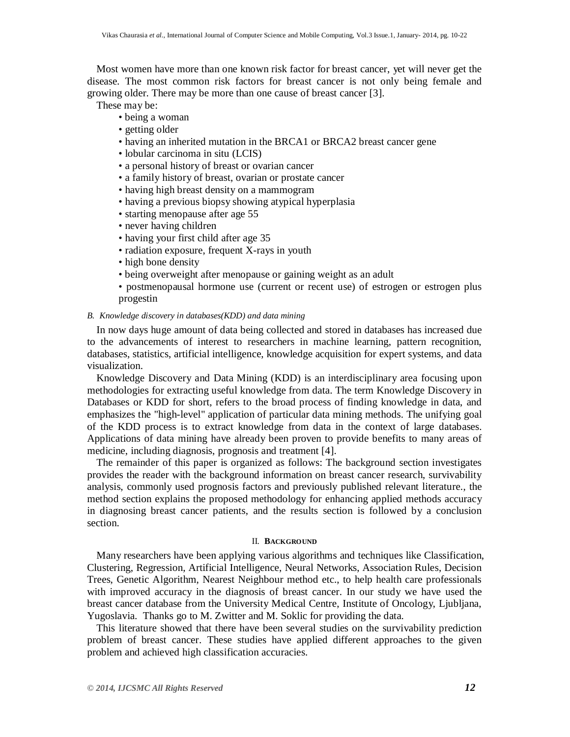Most women have more than one known risk factor for breast cancer, yet will never get the disease. The most common risk factors for breast cancer is not only being female and growing older. There may be more than one cause of breast cancer [3].

These may be:

- being a woman
- getting older
- having an inherited mutation in the BRCA1 or BRCA2 breast cancer gene
- lobular carcinoma in situ (LCIS)
- a personal history of breast or ovarian cancer
- a family history of breast, ovarian or prostate cancer
- having high breast density on a mammogram
- having a previous biopsy showing atypical hyperplasia
- starting menopause after age 55
- never having children
- having your first child after age 35
- radiation exposure, frequent X-rays in youth
- high bone density
- being overweight after menopause or gaining weight as an adult
- postmenopausal hormone use (current or recent use) of estrogen or estrogen plus progestin

### *B. Knowledge discovery in databases(KDD) and data mining*

In now days huge amount of data being collected and stored in databases has increased due to the advancements of interest to researchers in machine learning, pattern recognition, databases, statistics, artificial intelligence, knowledge acquisition for expert systems, and data visualization.

Knowledge Discovery and Data Mining (KDD) is an interdisciplinary area focusing upon methodologies for extracting useful knowledge from data. The term Knowledge Discovery in Databases or KDD for short, refers to the broad process of finding knowledge in data, and emphasizes the "high-level" application of particular data mining methods. The unifying goal of the KDD process is to extract knowledge from data in the context of large databases. Applications of data mining have already been proven to provide benefits to many areas of medicine, including diagnosis, prognosis and treatment [4].

The remainder of this paper is organized as follows: The background section investigates provides the reader with the background information on breast cancer research, survivability analysis, commonly used prognosis factors and previously published relevant literature., the method section explains the proposed methodology for enhancing applied methods accuracy in diagnosing breast cancer patients, and the results section is followed by a conclusion section.

## II. Background

Many researchers have been applying various algorithms and techniques like Classification, Clustering, Regression, Artificial Intelligence, Neural Networks, Association Rules, Decision Trees, Genetic Algorithm, Nearest Neighbour method etc., to help health care professionals with improved accuracy in the diagnosis of breast cancer. In our study we have used the breast cancer database from the University Medical Centre, Institute of Oncology, Ljubljana, Yugoslavia. Thanks go to M. Zwitter and M. Soklic for providing the data.

This literature showed that there have been several studies on the survivability prediction problem of breast cancer. These studies have applied different approaches to the given problem and achieved high classification accuracies.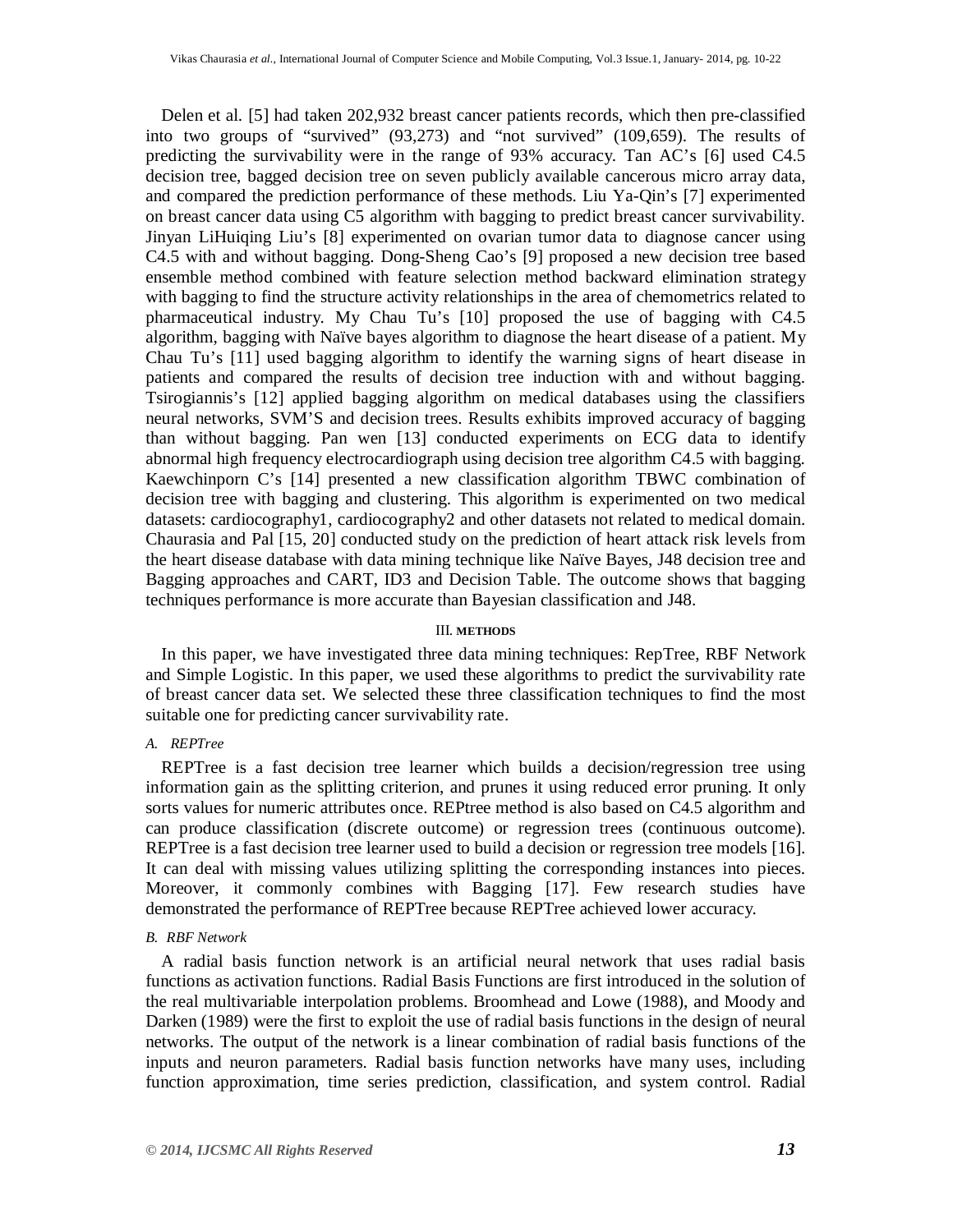Delen et al. [5] had taken 202,932 breast cancer patients records, which then pre-classified into two groups of "survived" (93,273) and "not survived" (109,659). The results of predicting the survivability were in the range of 93% accuracy. Tan AC's [6] used C4.5 decision tree, bagged decision tree on seven publicly available cancerous micro array data, and compared the prediction performance of these methods. Liu Ya-Qin's [7] experimented on breast cancer data using C5 algorithm with bagging to predict breast cancer survivability. Jinyan LiHuiqing Liu's [8] experimented on ovarian tumor data to diagnose cancer using C4.5 with and without bagging. Dong-Sheng Cao's [9] proposed a new decision tree based ensemble method combined with feature selection method backward elimination strategy with bagging to find the structure activity relationships in the area of chemometrics related to pharmaceutical industry. My Chau Tu's [10] proposed the use of bagging with C4.5 algorithm, bagging with Naïve bayes algorithm to diagnose the heart disease of a patient. My Chau Tu's [11] used bagging algorithm to identify the warning signs of heart disease in patients and compared the results of decision tree induction with and without bagging. Tsirogiannis's [12] applied bagging algorithm on medical databases using the classifiers neural networks, SVM'S and decision trees. Results exhibits improved accuracy of bagging than without bagging. Pan wen [13] conducted experiments on ECG data to identify abnormal high frequency electrocardiograph using decision tree algorithm C4.5 with bagging. Kaewchinporn C's [14] presented a new classification algorithm TBWC combination of decision tree with bagging and clustering. This algorithm is experimented on two medical datasets: cardiocography1, cardiocography2 and other datasets not related to medical domain. Chaurasia and Pal [15, 20] conducted study on the prediction of heart attack risk levels from the heart disease database with data mining technique like Naïve Bayes, J48 decision tree and Bagging approaches and CART, ID3 and Decision Table. The outcome shows that bagging techniques performance is more accurate than Bayesian classification and J48.

## III. METHODS

In this paper, we have investigated three data mining techniques: RepTree, RBF Network and Simple Logistic. In this paper, we used these algorithms to predict the survivability rate of breast cancer data set. We selected these three classification techniques to find the most suitable one for predicting cancer survivability rate.

### *A. REPTree*

REPTree is a fast decision tree learner which builds a decision/regression tree using information gain as the splitting criterion, and prunes it using reduced error pruning. It only sorts values for numeric attributes once. REPtree method is also based on C4.5 algorithm and can produce classification (discrete outcome) or regression trees (continuous outcome). REPTree is a fast decision tree learner used to build a decision or regression tree models [16]. It can deal with missing values utilizing splitting the corresponding instances into pieces. Moreover, it commonly combines with Bagging [17]. Few research studies have demonstrated the performance of REPTree because REPTree achieved lower accuracy.

### *B. RBF Network*

A radial basis function network is an artificial neural network that uses radial basis functions as activation functions. Radial Basis Functions are first introduced in the solution of the real multivariable interpolation problems. Broomhead and Lowe (1988), and Moody and Darken (1989) were the first to exploit the use of radial basis functions in the design of neural networks. The output of the network is a linear combination of radial basis functions of the inputs and neuron parameters. Radial basis function networks have many uses, including function approximation, time series prediction, classification, and system control. Radial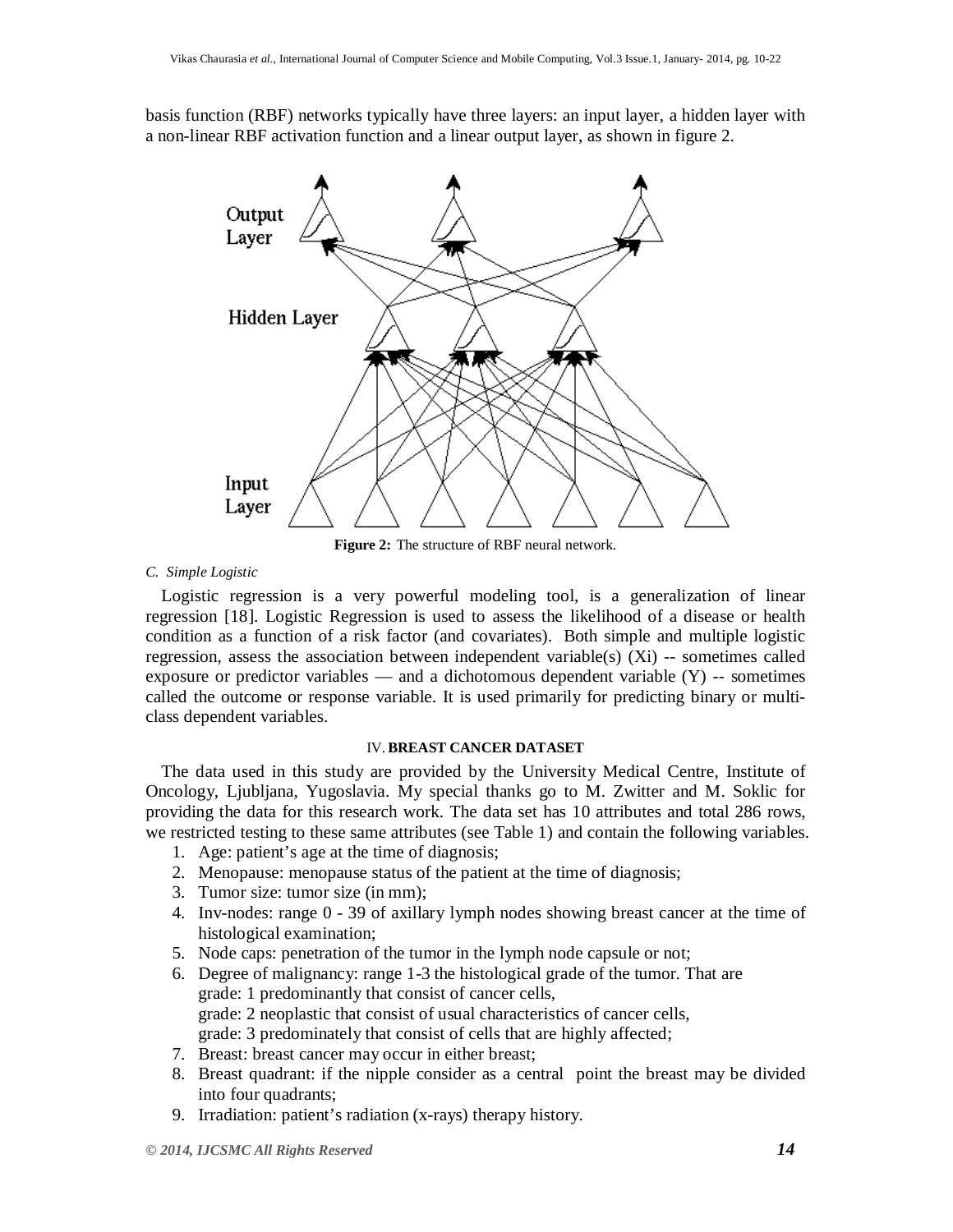basis function (RBF) networks typically have three layers: an input layer, a hidden layer with a non-linear RBF activation function and a linear output layer, as shown in figure 2.

**Figure 2:** The structure of RBF neural network.

*C. Simple Logistic*

Logistic regression is a very powerful modeling tool, is a generalization of linear regression [18]. Logistic Regression is used to assess the likelihood of a disease or health condition as a function of a risk factor (and covariates). Both simple and multiple logistic regression, assess the association between independent variable(s) (Xi) -- sometimes called exposure or predictor variables — and a dichotomous dependent variable (Y) -- sometimes called the outcome or response variable. It is used primarily for predicting binary or multi-class dependent variables.

## IV. BREAST CANCER DATASET

The data used in this study are provided by the University Medical Centre, Institute of Oncology, Ljubljana, Yugoslavia. My special thanks go to M. Zwitter and M. Soklic for providing the data for this research work. The data set has 10 attributes and total 286 rows, we restricted testing to these same attributes (see Table 1) and contain the following variables.

1. Age: patient's age at the time of diagnosis;
2. Menopause: menopause status of the patient at the time of diagnosis;
3. Tumor size: tumor size (in mm);
4. Inv-nodes: range 0 - 39 of axillary lymph nodes showing breast cancer at the time of histological examination;
5. Node caps: penetration of the tumor in the lymph node capsule or not;
6. Degree of malignancy: range 1-3 the histological grade of the tumor. That are  
   grade: 1 predominantly that consist of cancer cells,  
   grade: 2 neoplastic that consist of usual characteristics of cancer cells,  
   grade: 3 predominately that consist of cells that are highly affected;
7. Breast: breast cancer may occur in either breast;
8. Breast quadrant: if the nipple consider as a central point the breast may be divided into four quadrants;
9. Irradiation: patient's radiation (x-rays) therapy history.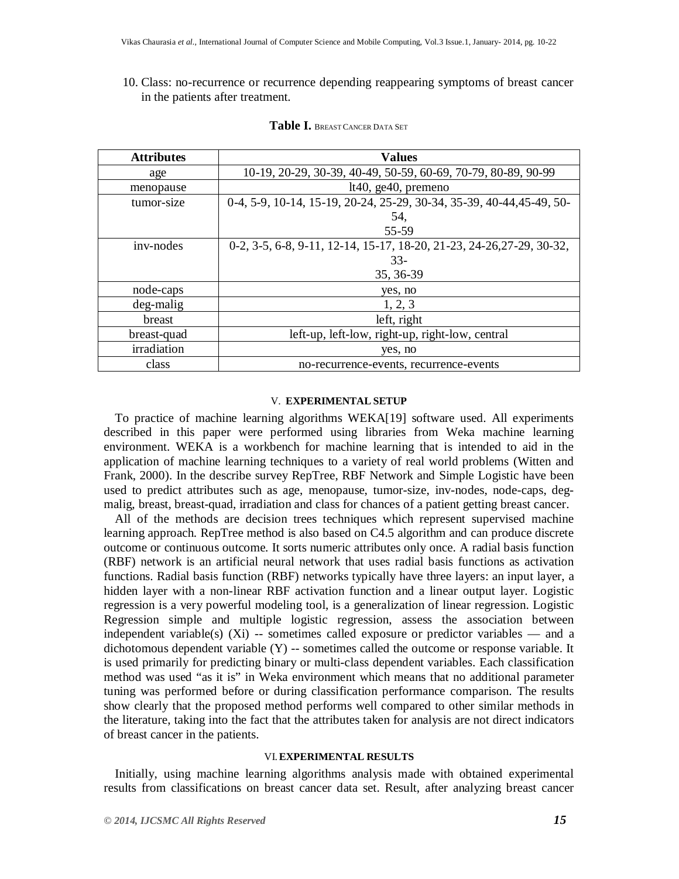10. Class: no-recurrence or recurrence depending reappearing symptoms of breast cancer in the patients after treatment.

**Table I.** BREAST CANCER DATA SET

| Attributes | Values |
|---|---|
| age | 10-19, 20-29, 30-39, 40-49, 50-59, 60-69, 70-79, 80-89, 90-99 |
| menopause | lt40, ge40, premeno |
| tumor-size | 0-4, 5-9, 10-14, 15-19, 20-24, 25-29, 30-34, 35-39, 40-44,45-49, 50-54, 55-59 |
| inv-nodes | 0-2, 3-5, 6-8, 9-11, 12-14, 15-17, 18-20, 21-23, 24-26,27-29, 30-32, 33-35, 36-39 |
| node-caps | yes, no |
| deg-malig | 1, 2, 3 |
| breast | left, right |
| breast-quad | left-up, left-low, right-up, right-low, central |
| irradiation | yes, no |
| class | no-recurrence-events, recurrence-events |

## V. EXPERIMENTAL SETUP

To practice of machine learning algorithms WEKA[19] software used. All experiments described in this paper were performed using libraries from Weka machine learning environment. WEKA is a workbench for machine learning that is intended to aid in the application of machine learning techniques to a variety of real world problems (Witten and Frank, 2000). In the describe survey RepTree, RBF Network and Simple Logistic have been used to predict attributes such as age, menopause, tumor-size, inv-nodes, node-caps, deg-malig, breast, breast-quad, irradiation and class for chances of a patient getting breast cancer.

All of the methods are decision trees techniques which represent supervised machine learning approach. RepTree method is also based on C4.5 algorithm and can produce discrete outcome or continuous outcome. It sorts numeric attributes only once. A radial basis function (RBF) network is an artificial neural network that uses radial basis functions as activation functions. Radial basis function (RBF) networks typically have three layers: an input layer, a hidden layer with a non-linear RBF activation function and a linear output layer. Logistic regression is a very powerful modeling tool, is a generalization of linear regression. Logistic Regression simple and multiple logistic regression, assess the association between independent variable(s) (Xi) -- sometimes called exposure or predictor variables — and a dichotomous dependent variable (Y) -- sometimes called the outcome or response variable. It is used primarily for predicting binary or multi-class dependent variables. Each classification method was used "as it is" in Weka environment which means that no additional parameter tuning was performed before or during classification performance comparison. The results show clearly that the proposed method performs well compared to other similar methods in the literature, taking into the fact that the attributes taken for analysis are not direct indicators of breast cancer in the patients.

## VI. EXPERIMENTAL RESULTS

Initially, using machine learning algorithms analysis made with obtained experimental results from classifications on breast cancer data set. Result, after analyzing breast cancer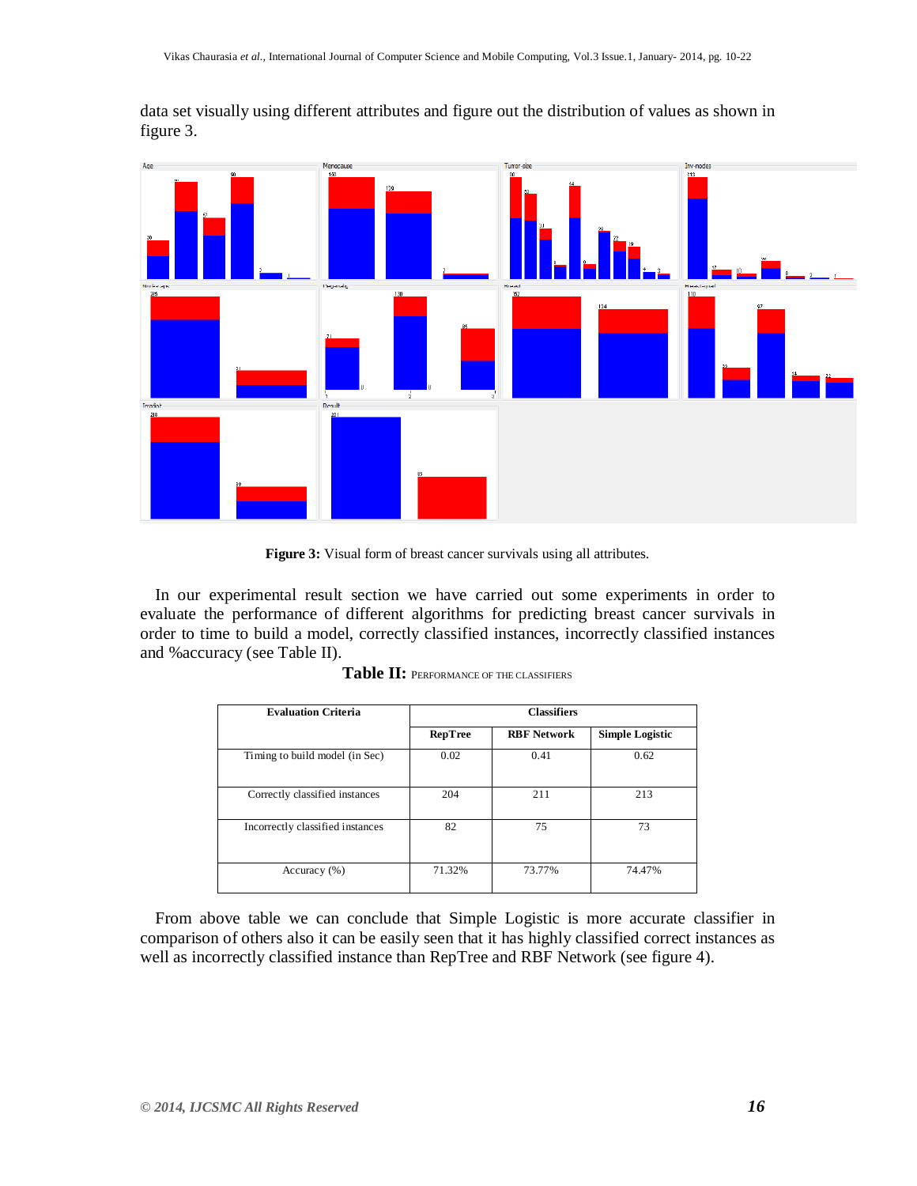data set visually using different attributes and figure out the distribution of values as shown in figure 3.

**Figure 3:** Visual form of breast cancer survivals using all attributes.

In our experimental result section we have carried out some experiments in order to evaluate the performance of different algorithms for predicting breast cancer survivals in order to time to build a model, correctly classified instances, incorrectly classified instances and %accuracy (see Table II).

**Table II:** PERFORMANCE OF THE CLASSIFIERS

| Evaluation Criteria | Classifiers | | |
|---|---|---|---|
| | **RepTree** | **RBF Network** | **Simple Logistic** |
| Timing to build model (in Sec) | 0.02 | 0.41 | 0.62 |
| Correctly classified instances | 204 | 211 | 213 |
| Incorrectly classified instances | 82 | 75 | 73 |
| Accuracy (%) | 71.32% | 73.77% | 74.47% |

From above table we can conclude that Simple Logistic is more accurate classifier in comparison of others also it can be easily seen that it has highly classified correct instances as well as incorrectly classified instance than RepTree and RBF Network (see figure 4).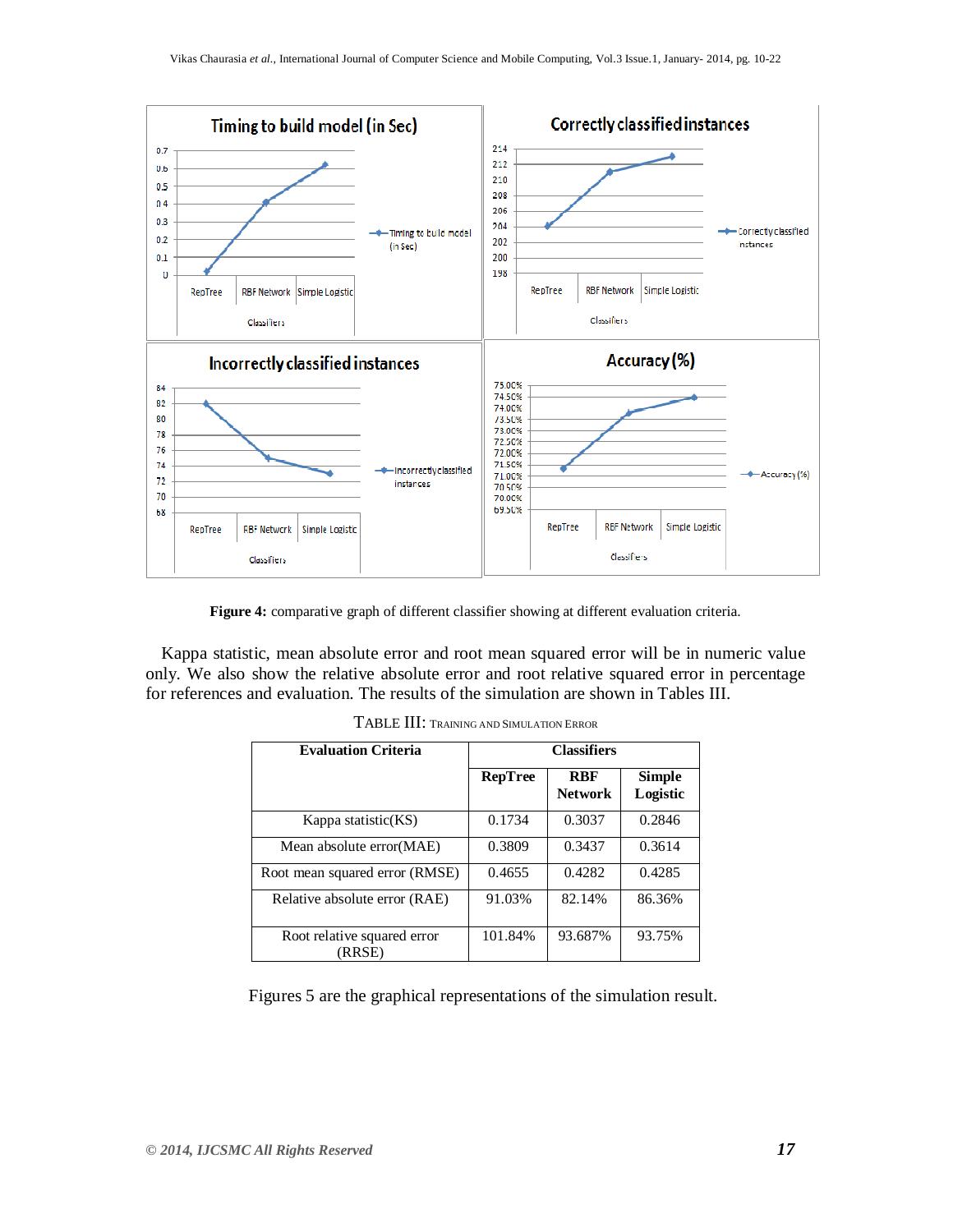**Figure 4:** comparative graph of different classifier showing at different evaluation criteria.

Kappa statistic, mean absolute error and root mean squared error will be in numeric value only. We also show the relative absolute error and root relative squared error in percentage for references and evaluation. The results of the simulation are shown in Tables III.

TABLE III: TRAINING AND SIMULATION ERROR

| Evaluation Criteria | Classifiers | | |
|---|---|---|---|
| | RepTree | RBF Network | Simple Logistic |
| Kappa statistic(KS) | 0.1734 | 0.3037 | 0.2846 |
| Mean absolute error(MAE) | 0.3809 | 0.3437 | 0.3614 |
| Root mean squared error (RMSE) | 0.4655 | 0.4282 | 0.4285 |
| Relative absolute error (RAE) | 91.03% | 82.14% | 86.36% |
| Root relative squared error (RRSE) | 101.84% | 93.687% | 93.75% |

Figures 5 are the graphical representations of the simulation result.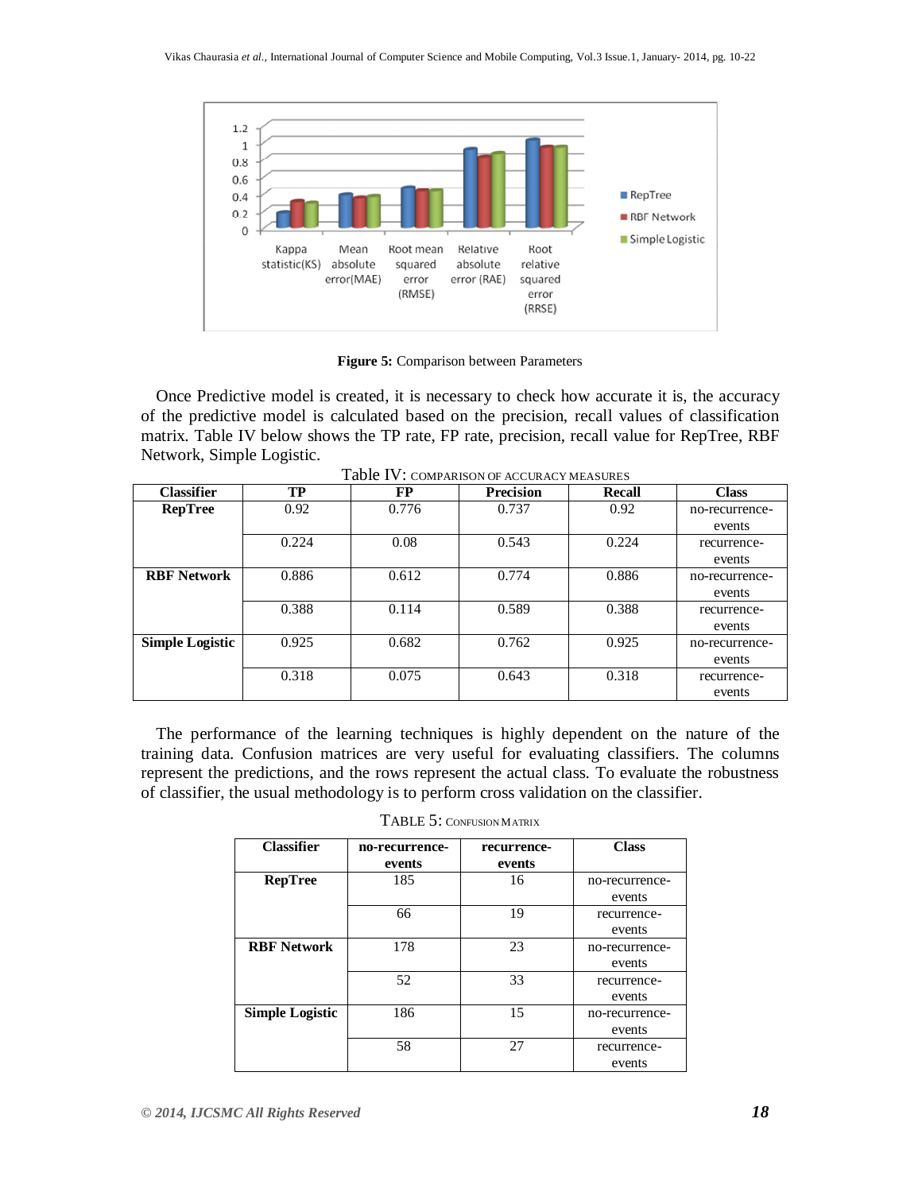**Figure 5:** Comparison between Parameters

Once Predictive model is created, it is necessary to check how accurate it is, the accuracy of the predictive model is calculated based on the precision, recall values of classification matrix. Table IV below shows the TP rate, FP rate, precision, recall value for RepTree, RBF Network, Simple Logistic.

Table IV: COMPARISON OF ACCURACY MEASURES

| Classifier | TP | FP | Precision | Recall | Class |
|---|---|---|---|---|---|
| **RepTree** | 0.92 | 0.776 | 0.737 | 0.92 | no-recurrence-events |
| | 0.224 | 0.08 | 0.543 | 0.224 | recurrence-events |
| **RBF Network** | 0.886 | 0.612 | 0.774 | 0.886 | no-recurrence-events |
| | 0.388 | 0.114 | 0.589 | 0.388 | recurrence-events |
| **Simple Logistic** | 0.925 | 0.682 | 0.762 | 0.925 | no-recurrence-events |
| | 0.318 | 0.075 | 0.643 | 0.318 | recurrence-events |

The performance of the learning techniques is highly dependent on the nature of the training data. Confusion matrices are very useful for evaluating classifiers. The columns represent the predictions, and the rows represent the actual class. To evaluate the robustness of classifier, the usual methodology is to perform cross validation on the classifier.

TABLE 5: CONFUSION MATRIX

| Classifier | no-recurrence-events | recurrence-events | Class |
|---|---|---|---|
| **RepTree** | 185 | 16 | no-recurrence-events |
| | 66 | 19 | recurrence-events |
| **RBF Network** | 178 | 23 | no-recurrence-events |
| | 52 | 33 | recurrence-events |
| **Simple Logistic** | 186 | 15 | no-recurrence-events |
| | 58 | 27 | recurrence-events |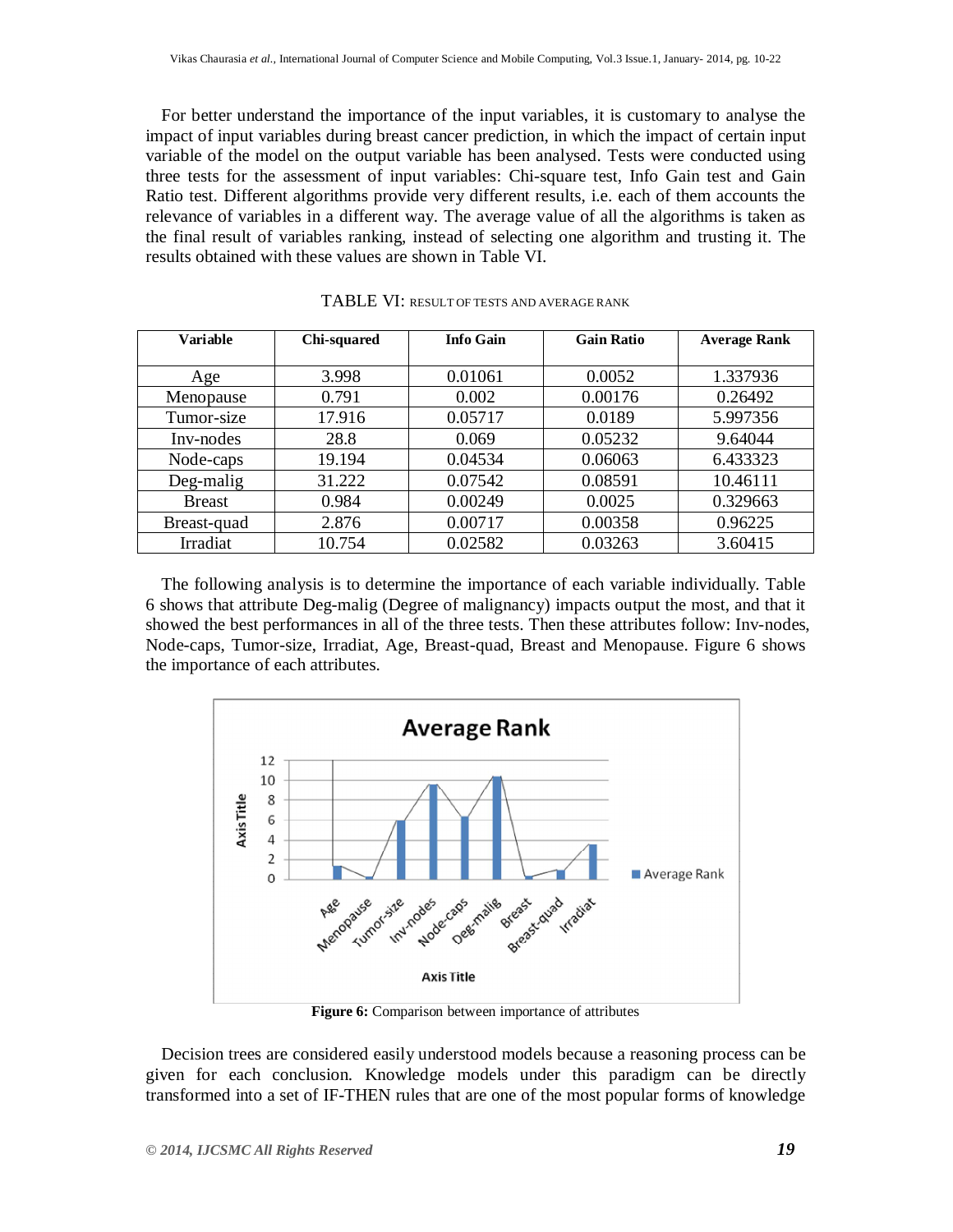For better understand the importance of the input variables, it is customary to analyse the impact of input variables during breast cancer prediction, in which the impact of certain input variable of the model on the output variable has been analysed. Tests were conducted using three tests for the assessment of input variables: Chi-square test, Info Gain test and Gain Ratio test. Different algorithms provide very different results, i.e. each of them accounts the relevance of variables in a different way. The average value of all the algorithms is taken as the final result of variables ranking, instead of selecting one algorithm and trusting it. The results obtained with these values are shown in Table VI.

TABLE VI: RESULT OF TESTS AND AVERAGE RANK

| Variable | Chi-squared | Info Gain | Gain Ratio | Average Rank |
|---|---|---|---|---|
| Age | 3.998 | 0.01061 | 0.0052 | 1.337936 |
| Menopause | 0.791 | 0.002 | 0.00176 | 0.26492 |
| Tumor-size | 17.916 | 0.05717 | 0.0189 | 5.997356 |
| Inv-nodes | 28.8 | 0.069 | 0.05232 | 9.64044 |
| Node-caps | 19.194 | 0.04534 | 0.06063 | 6.433323 |
| Deg-malig | 31.222 | 0.07542 | 0.08591 | 10.46111 |
| Breast | 0.984 | 0.00249 | 0.0025 | 0.329663 |
| Breast-quad | 2.876 | 0.00717 | 0.00358 | 0.96225 |
| Irradiat | 10.754 | 0.02582 | 0.03263 | 3.60415 |

The following analysis is to determine the importance of each variable individually. Table 6 shows that attribute Deg-malig (Degree of malignancy) impacts output the most, and that it showed the best performances in all of the three tests. Then these attributes follow: Inv-nodes, Node-caps, Tumor-size, Irradiat, Age, Breast-quad, Breast and Menopause. Figure 6 shows the importance of each attributes.

**Figure 6:** Comparison between importance of attributes

Decision trees are considered easily understood models because a reasoning process can be given for each conclusion. Knowledge models under this paradigm can be directly transformed into a set of IF-THEN rules that are one of the most popular forms of knowledge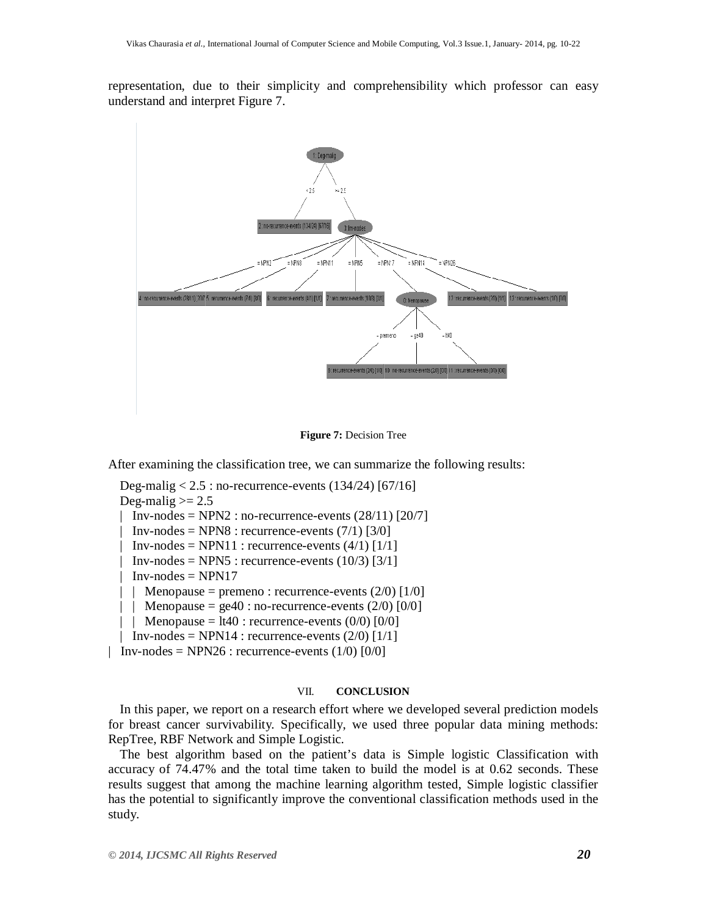representation, due to their simplicity and comprehensibility which professor can easy understand and interpret Figure 7.

**Figure 7:** Decision Tree

After examining the classification tree, we can summarize the following results:

Deg-malig < 2.5 : no-recurrence-events (134/24) [67/16]
Deg-malig >= 2.5
| Inv-nodes = NPN2 : no-recurrence-events (28/11) [20/7]
| Inv-nodes = NPN8 : recurrence-events (7/1) [3/0]
| Inv-nodes = NPN11 : recurrence-events (4/1) [1/1]
| Inv-nodes = NPN5 : recurrence-events (10/3) [3/1]
| Inv-nodes = NPN17
| | Menopause = premeno : recurrence-events (2/0) [1/0]
| | Menopause = ge40 : no-recurrence-events (2/0) [0/0]
| | Menopause = lt40 : recurrence-events (0/0) [0/0]
| Inv-nodes = NPN14 : recurrence-events (2/0) [1/1]
| Inv-nodes = NPN26 : recurrence-events (1/0) [0/0]

## VII. CONCLUSION

In this paper, we report on a research effort where we developed several prediction models for breast cancer survivability. Specifically, we used three popular data mining methods: RepTree, RBF Network and Simple Logistic.

The best algorithm based on the patient's data is Simple logistic Classification with accuracy of 74.47% and the total time taken to build the model is at 0.62 seconds. These results suggest that among the machine learning algorithm tested, Simple logistic classifier has the potential to significantly improve the conventional classification methods used in the study.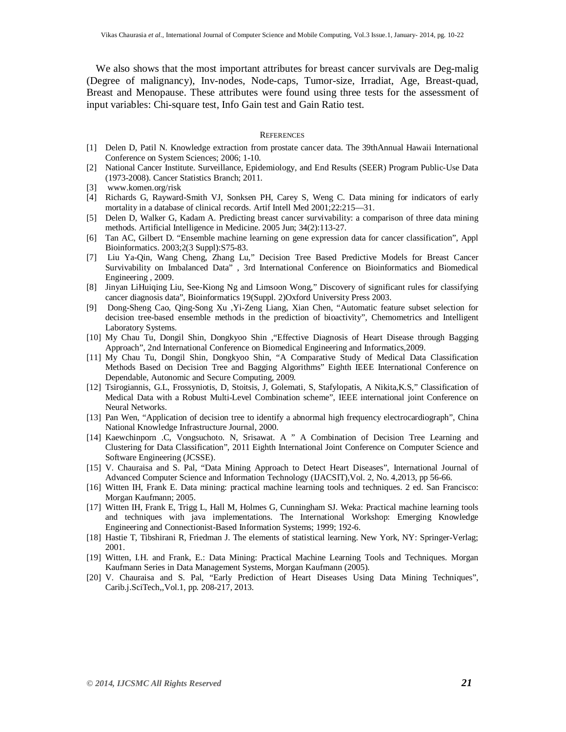We also shows that the most important attributes for breast cancer survivals are Deg-malig (Degree of malignancy), Inv-nodes, Node-caps, Tumor-size, Irradiat, Age, Breast-quad, Breast and Menopause. These attributes were found using three tests for the assessment of input variables: Chi-square test, Info Gain test and Gain Ratio test.

## REFERENCES

[1] Delen D, Patil N. Knowledge extraction from prostate cancer data. The 39thAnnual Hawaii International Conference on System Sciences; 2006; 1-10.

[2] National Cancer Institute. Surveillance, Epidemiology, and End Results (SEER) Program Public-Use Data (1973-2008). Cancer Statistics Branch; 2011.

[3] www.komen.org/risk

[4] Richards G, Rayward-Smith VJ, Sonksen PH, Carey S, Weng C. Data mining for indicators of early mortality in a database of clinical records. Artif Intell Med 2001;22:215—31.

[5] Delen D, Walker G, Kadam A. Predicting breast cancer survivability: a comparison of three data mining methods. Artificial Intelligence in Medicine. 2005 Jun; 34(2):113-27.

[6] Tan AC, Gilbert D. "Ensemble machine learning on gene expression data for cancer classification", Appl Bioinformatics. 2003;2(3 Suppl):S75-83.

[7] Liu Ya-Qin, Wang Cheng, Zhang Lu," Decision Tree Based Predictive Models for Breast Cancer Survivability on Imbalanced Data" , 3rd International Conference on Bioinformatics and Biomedical Engineering , 2009.

[8] Jinyan LiHuiqing Liu, See-Kiong Ng and Limsoon Wong," Discovery of significant rules for classifying cancer diagnosis data", Bioinformatics 19(Suppl. 2)Oxford University Press 2003.

[9] Dong-Sheng Cao, Qing-Song Xu ,Yi-Zeng Liang, Xian Chen, "Automatic feature subset selection for decision tree-based ensemble methods in the prediction of bioactivity", Chemometrics and Intelligent Laboratory Systems.

[10] My Chau Tu, Dongil Shin, Dongkyoo Shin ,"Effective Diagnosis of Heart Disease through Bagging Approach", 2nd International Conference on Biomedical Engineering and Informatics,2009.

[11] My Chau Tu, Dongil Shin, Dongkyoo Shin, "A Comparative Study of Medical Data Classification Methods Based on Decision Tree and Bagging Algorithms" Eighth IEEE International Conference on Dependable, Autonomic and Secure Computing, 2009.

[12] Tsirogiannis, G.L, Frossyniotis, D, Stoitsis, J, Golemati, S, Stafylopatis, A Nikita,K.S," Classification of Medical Data with a Robust Multi-Level Combination scheme", IEEE international joint Conference on Neural Networks.

[13] Pan Wen, "Application of decision tree to identify a abnormal high frequency electrocardiograph", China National Knowledge Infrastructure Journal, 2000.

[14] Kaewchinporn .C, Vongsuchoto. N, Srisawat. A " A Combination of Decision Tree Learning and Clustering for Data Classification", 2011 Eighth International Joint Conference on Computer Science and Software Engineering (JCSSE).

[15] V. Chauraisa and S. Pal, "Data Mining Approach to Detect Heart Diseases", International Journal of Advanced Computer Science and Information Technology (IJACSIT),Vol. 2, No. 4,2013, pp 56-66.

[16] Witten IH, Frank E. Data mining: practical machine learning tools and techniques. 2 ed. San Francisco: Morgan Kaufmann; 2005.

[17] Witten IH, Frank E, Trigg L, Hall M, Holmes G, Cunningham SJ. Weka: Practical machine learning tools and techniques with java implementations. The International Workshop: Emerging Knowledge Engineering and Connectionist-Based Information Systems; 1999; 192-6.

[18] Hastie T, Tibshirani R, Friedman J. The elements of statistical learning. New York, NY: Springer-Verlag; 2001.

[19] Witten, I.H. and Frank, E.: Data Mining: Practical Machine Learning Tools and Techniques. Morgan Kaufmann Series in Data Management Systems, Morgan Kaufmann (2005).

[20] V. Chauraisa and S. Pal, "Early Prediction of Heart Diseases Using Data Mining Techniques", Carib.j.SciTech,,Vol.1, pp. 208-217, 2013.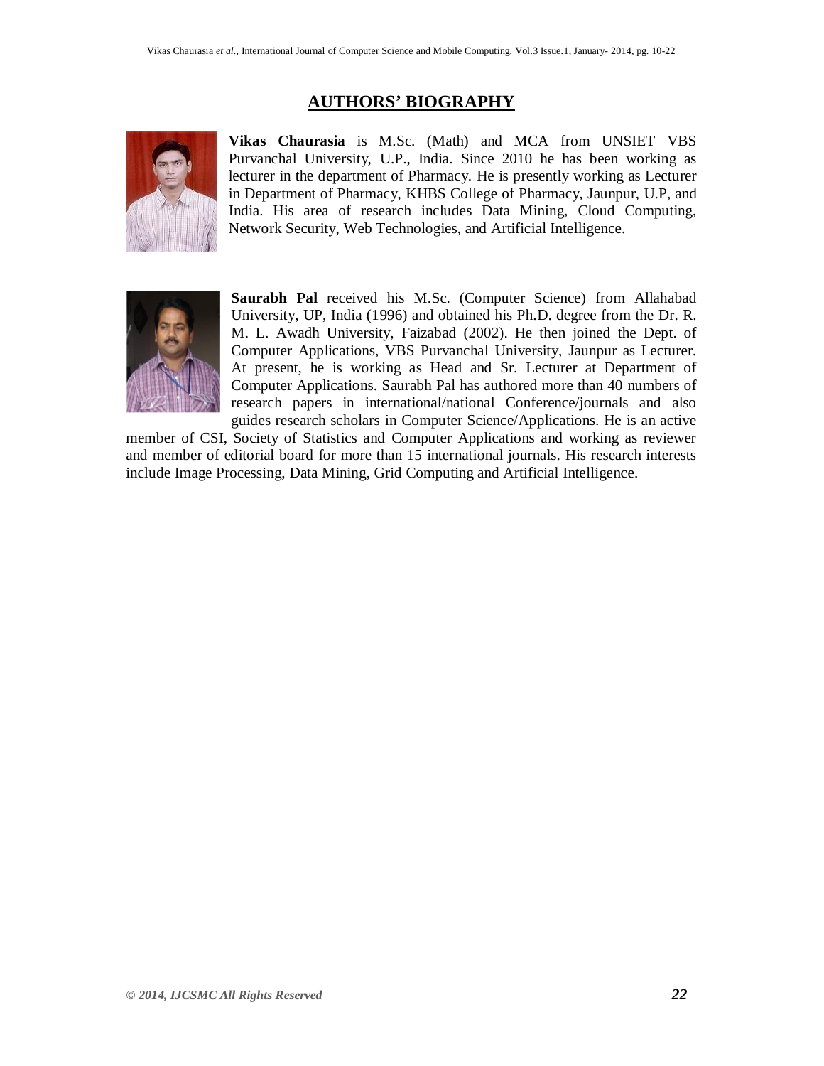## AUTHORS' BIOGRAPHY

**Vikas Chaurasia** is M.Sc. (Math) and MCA from UNSIET VBS Purvanchal University, U.P., India. Since 2010 he has been working as lecturer in the department of Pharmacy. He is presently working as Lecturer in Department of Pharmacy, KHBS College of Pharmacy, Jaunpur, U.P, and India. His area of research includes Data Mining, Cloud Computing, Network Security, Web Technologies, and Artificial Intelligence.

**Saurabh Pal** received his M.Sc. (Computer Science) from Allahabad University, UP, India (1996) and obtained his Ph.D. degree from the Dr. R. M. L. Awadh University, Faizabad (2002). He then joined the Dept. of Computer Applications, VBS Purvanchal University, Jaunpur as Lecturer. At present, he is working as Head and Sr. Lecturer at Department of Computer Applications. Saurabh Pal has authored more than 40 numbers of research papers in international/national Conference/journals and also guides research scholars in Computer Science/Applications. He is an active member of CSI, Society of Statistics and Computer Applications and working as reviewer and member of editorial board for more than 15 international journals. His research interests include Image Processing, Data Mining, Grid Computing and Artificial Intelligence.